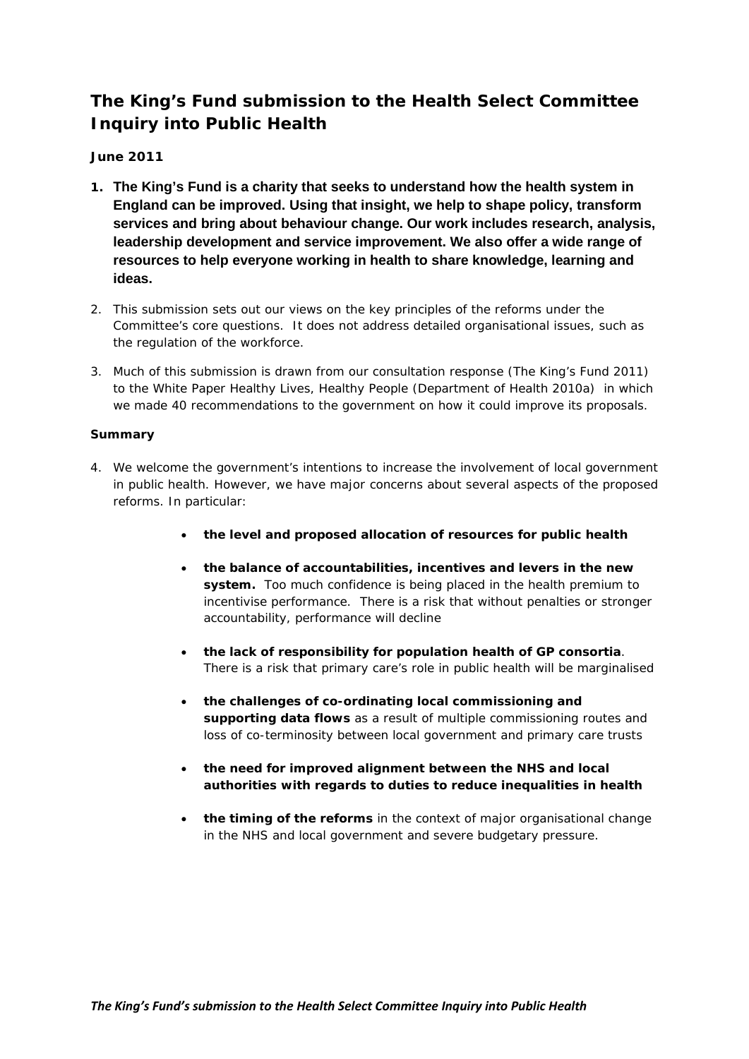# The King's Fund submission to the Health Select Committee Inquiry into Public Health

**June 2011**

1. **The King's Fund is a charity that seeks to understand how the health system in England can be improved. Using that insight, we help to shape policy, transform services and bring about behaviour change. Our work includes research, analysis, leadership development and service improvement. We also offer a wide range of resources to help everyone working in health to share knowledge, learning and ideas.**

2. This submission sets out our views on the key principles of the reforms under the Committee's core questions. It does not address detailed organisational issues, such as the regulation of the workforce.

3. Much of this submission is drawn from our consultation response (The King's Fund 2011) to the White Paper Healthy Lives, Healthy People (Department of Health 2010a) in which we made 40 recommendations to the government on how it could improve its proposals.

**Summary**

4. We welcome the government's intentions to increase the involvement of local government in public health. However, we have major concerns about several aspects of the proposed reforms. In particular:

   - **the level and proposed allocation of resources for public health**
   - **the balance of accountabilities, incentives and levers in the new system.** Too much confidence is being placed in the health premium to incentivise performance. There is a risk that without penalties or stronger accountability, performance will decline
   - **the lack of responsibility for population health of GP consortia**. There is a risk that primary care's role in public health will be marginalised
   - **the challenges of co-ordinating local commissioning and supporting data flows** as a result of multiple commissioning routes and loss of co-terminosity between local government and primary care trusts
   - **the need for improved alignment between the NHS and local authorities with regards to duties to reduce inequalities in health**
   - **the timing of the reforms** in the context of major organisational change in the NHS and local government and severe budgetary pressure.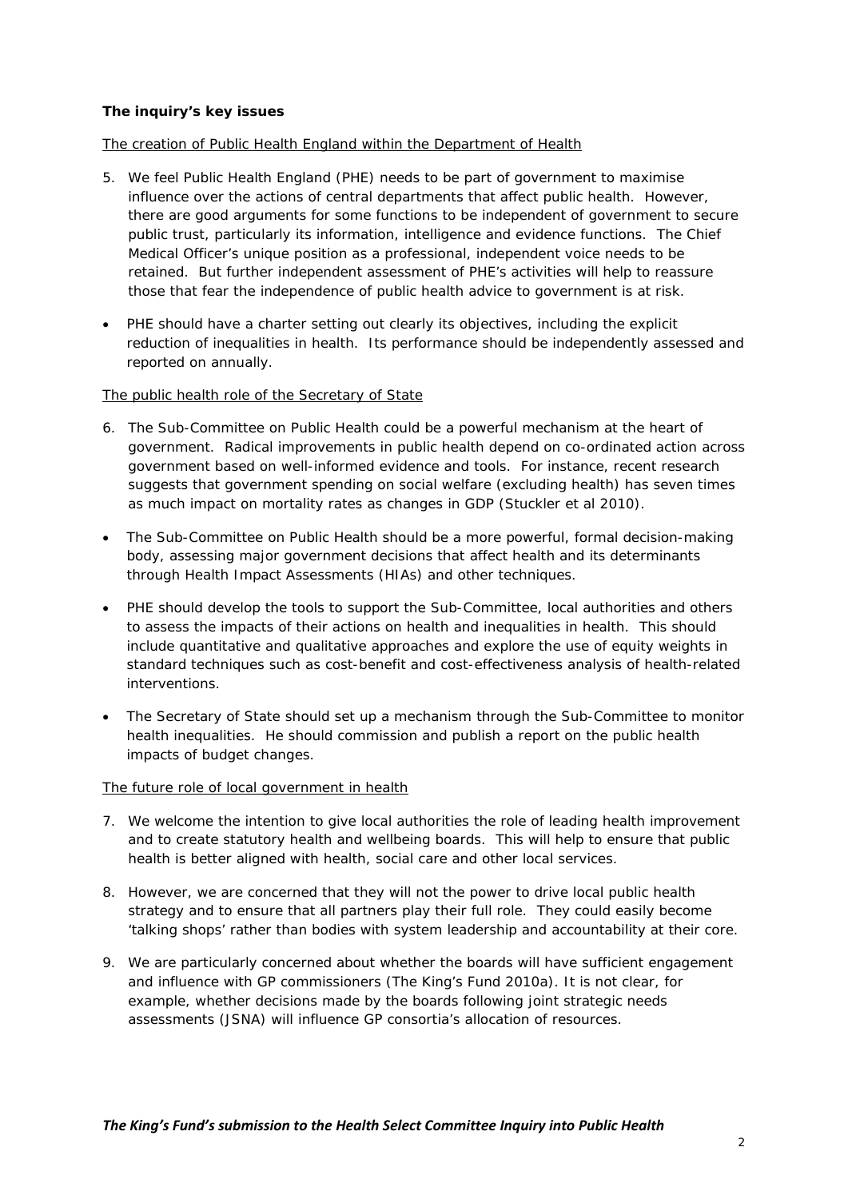**The inquiry's key issues**

The creation of Public Health England within the Department of Health

5. We feel Public Health England (PHE) needs to be part of government to maximise influence over the actions of central departments that affect public health. However, there are good arguments for some functions to be independent of government to secure public trust, particularly its information, intelligence and evidence functions. The Chief Medical Officer's unique position as a professional, independent voice needs to be retained. But further independent assessment of PHE's activities will help to reassure those that fear the independence of public health advice to government is at risk.

- PHE should have a charter setting out clearly its objectives, including the explicit reduction of inequalities in health. Its performance should be independently assessed and reported on annually.

The public health role of the Secretary of State

6. The Sub-Committee on Public Health could be a powerful mechanism at the heart of government. Radical improvements in public health depend on co-ordinated action across government based on well-informed evidence and tools. For instance, recent research suggests that government spending on social welfare (excluding health) has seven times as much impact on mortality rates as changes in GDP (Stuckler et al 2010).

- The Sub-Committee on Public Health should be a more powerful, formal decision-making body, assessing major government decisions that affect health and its determinants through Health Impact Assessments (HIAs) and other techniques.
- PHE should develop the tools to support the Sub-Committee, local authorities and others to assess the impacts of their actions on health and inequalities in health. This should include quantitative and qualitative approaches and explore the use of equity weights in standard techniques such as cost-benefit and cost-effectiveness analysis of health-related interventions.
- The Secretary of State should set up a mechanism through the Sub-Committee to monitor health inequalities. He should commission and publish a report on the public health impacts of budget changes.

The future role of local government in health

7. We welcome the intention to give local authorities the role of leading health improvement and to create statutory health and wellbeing boards. This will help to ensure that public health is better aligned with health, social care and other local services.

8. However, we are concerned that they will not the power to drive local public health strategy and to ensure that all partners play their full role. They could easily become 'talking shops' rather than bodies with system leadership and accountability at their core.

9. We are particularly concerned about whether the boards will have sufficient engagement and influence with GP commissioners (The King's Fund 2010a). It is not clear, for example, whether decisions made by the boards following joint strategic needs assessments (JSNA) will influence GP consortia's allocation of resources.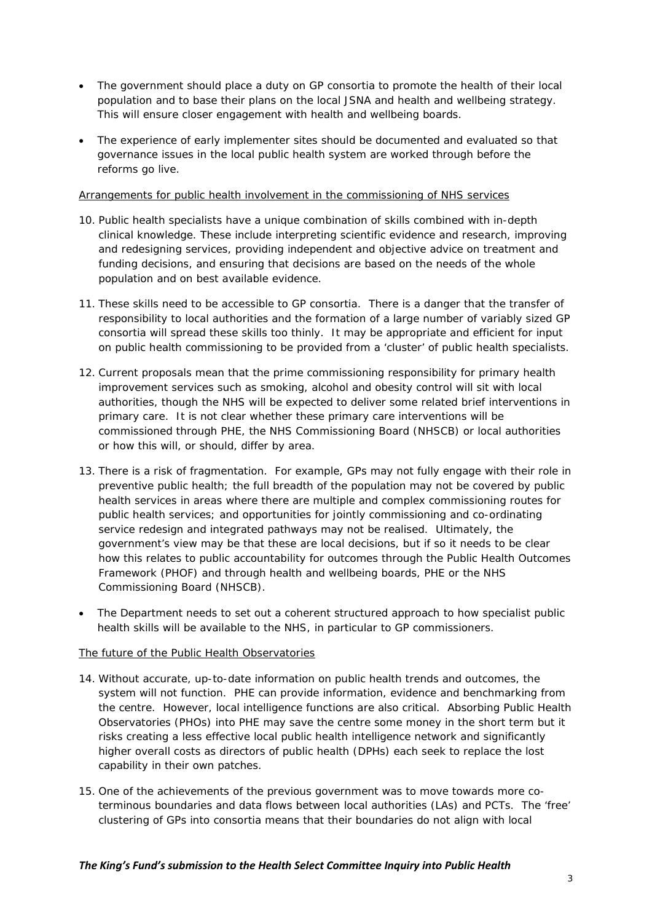- The government should place a duty on GP consortia to promote the health of their local population and to base their plans on the local JSNA and health and wellbeing strategy. This will ensure closer engagement with health and wellbeing boards.
- The experience of early implementer sites should be documented and evaluated so that governance issues in the local public health system are worked through before the reforms go live.

Arrangements for public health involvement in the commissioning of NHS services

10. Public health specialists have a unique combination of skills combined with in-depth clinical knowledge. These include interpreting scientific evidence and research, improving and redesigning services, providing independent and objective advice on treatment and funding decisions, and ensuring that decisions are based on the needs of the whole population and on best available evidence.

11. These skills need to be accessible to GP consortia. There is a danger that the transfer of responsibility to local authorities and the formation of a large number of variably sized GP consortia will spread these skills too thinly. It may be appropriate and efficient for input on public health commissioning to be provided from a 'cluster' of public health specialists.

12. Current proposals mean that the prime commissioning responsibility for primary health improvement services such as smoking, alcohol and obesity control will sit with local authorities, though the NHS will be expected to deliver some related brief interventions in primary care. It is not clear whether these primary care interventions will be commissioned through PHE, the NHS Commissioning Board (NHSCB) or local authorities or how this will, or should, differ by area.

13. There is a risk of fragmentation. For example, GPs may not fully engage with their role in preventive public health; the full breadth of the population may not be covered by public health services in areas where there are multiple and complex commissioning routes for public health services; and opportunities for jointly commissioning and co-ordinating service redesign and integrated pathways may not be realised. Ultimately, the government's view may be that these are local decisions, but if so it needs to be clear how this relates to public accountability for outcomes through the Public Health Outcomes Framework (PHOF) and through health and wellbeing boards, PHE or the NHS Commissioning Board (NHSCB).

- The Department needs to set out a coherent structured approach to how specialist public health skills will be available to the NHS, in particular to GP commissioners.

The future of the Public Health Observatories

14. Without accurate, up-to-date information on public health trends and outcomes, the system will not function. PHE can provide information, evidence and benchmarking from the centre. However, local intelligence functions are also critical. Absorbing Public Health Observatories (PHOs) into PHE may save the centre some money in the short term but it risks creating a less effective local public health intelligence network and significantly higher overall costs as directors of public health (DPHs) each seek to replace the lost capability in their own patches.

15. One of the achievements of the previous government was to move towards more co-terminous boundaries and data flows between local authorities (LAs) and PCTs. The 'free' clustering of GPs into consortia means that their boundaries do not align with local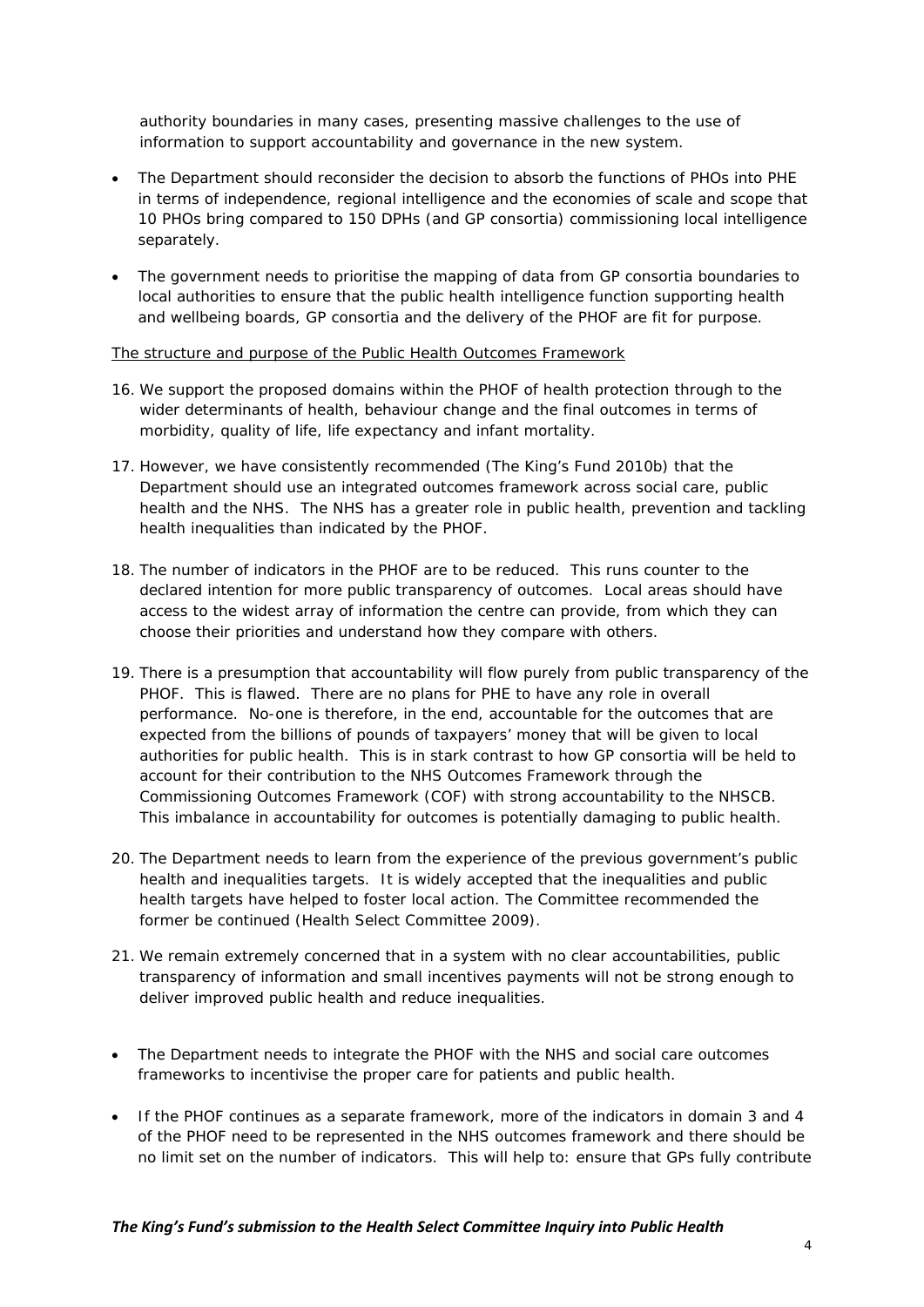authority boundaries in many cases, presenting massive challenges to the use of information to support accountability and governance in the new system.

- The Department should reconsider the decision to absorb the functions of PHOs into PHE in terms of independence, regional intelligence and the economies of scale and scope that 10 PHOs bring compared to 150 DPHs (and GP consortia) commissioning local intelligence separately.
- The government needs to prioritise the mapping of data from GP consortia boundaries to local authorities to ensure that the public health intelligence function supporting health and wellbeing boards, GP consortia and the delivery of the PHOF are fit for purpose.

The structure and purpose of the Public Health Outcomes Framework

16. We support the proposed domains within the PHOF of health protection through to the wider determinants of health, behaviour change and the final outcomes in terms of morbidity, quality of life, life expectancy and infant mortality.
17. However, we have consistently recommended (The King's Fund 2010b) that the Department should use an integrated outcomes framework across social care, public health and the NHS. The NHS has a greater role in public health, prevention and tackling health inequalities than indicated by the PHOF.
18. The number of indicators in the PHOF are to be reduced. This runs counter to the declared intention for more public transparency of outcomes. Local areas should have access to the widest array of information the centre can provide, from which they can choose their priorities and understand how they compare with others.
19. There is a presumption that accountability will flow purely from public transparency of the PHOF. This is flawed. There are no plans for PHE to have any role in overall performance. No-one is therefore, in the end, accountable for the outcomes that are expected from the billions of pounds of taxpayers' money that will be given to local authorities for public health. This is in stark contrast to how GP consortia will be held to account for their contribution to the NHS Outcomes Framework through the Commissioning Outcomes Framework (COF) with strong accountability to the NHSCB. This imbalance in accountability for outcomes is potentially damaging to public health.
20. The Department needs to learn from the experience of the previous government's public health and inequalities targets. It is widely accepted that the inequalities and public health targets have helped to foster local action. The Committee recommended the former be continued (Health Select Committee 2009).
21. We remain extremely concerned that in a system with no clear accountabilities, public transparency of information and small incentives payments will not be strong enough to deliver improved public health and reduce inequalities.

- The Department needs to integrate the PHOF with the NHS and social care outcomes frameworks to incentivise the proper care for patients and public health.
- If the PHOF continues as a separate framework, more of the indicators in domain 3 and 4 of the PHOF need to be represented in the NHS outcomes framework and there should be no limit set on the number of indicators. This will help to: ensure that GPs fully contribute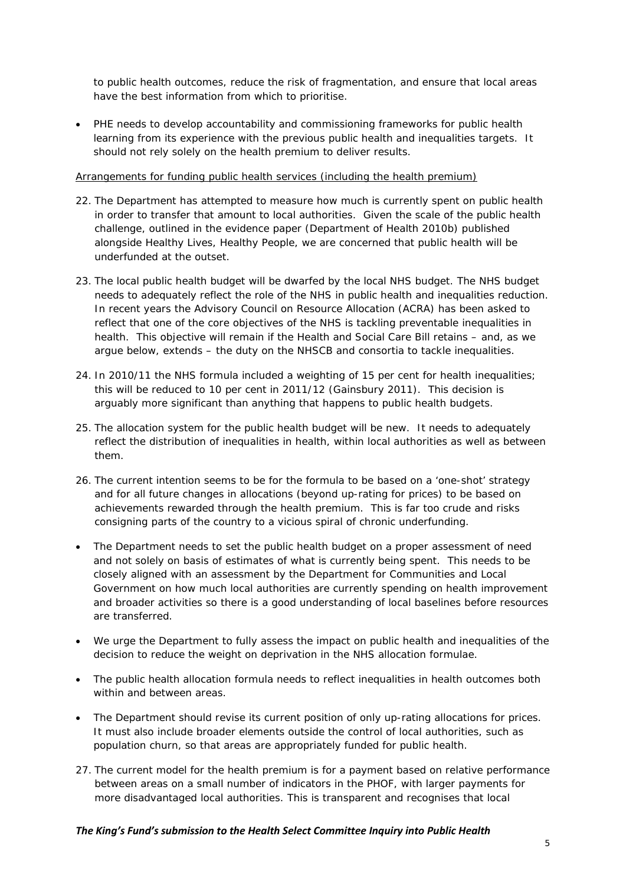to public health outcomes, reduce the risk of fragmentation, and ensure that local areas have the best information from which to prioritise.

- PHE needs to develop accountability and commissioning frameworks for public health learning from its experience with the previous public health and inequalities targets. It should not rely solely on the health premium to deliver results.

Arrangements for funding public health services (including the health premium)

22. The Department has attempted to measure how much is currently spent on public health in order to transfer that amount to local authorities. Given the scale of the public health challenge, outlined in the evidence paper (Department of Health 2010b) published alongside Healthy Lives, Healthy People, we are concerned that public health will be underfunded at the outset.

23. The local public health budget will be dwarfed by the local NHS budget. The NHS budget needs to adequately reflect the role of the NHS in public health and inequalities reduction. In recent years the Advisory Council on Resource Allocation (ACRA) has been asked to reflect that one of the core objectives of the NHS is tackling preventable inequalities in health. This objective will remain if the Health and Social Care Bill retains – and, as we argue below, extends – the duty on the NHSCB and consortia to tackle inequalities.

24. In 2010/11 the NHS formula included a weighting of 15 per cent for health inequalities; this will be reduced to 10 per cent in 2011/12 (Gainsbury 2011). This decision is arguably more significant than anything that happens to public health budgets.

25. The allocation system for the public health budget will be new. It needs to adequately reflect the distribution of inequalities in health, within local authorities as well as between them.

26. The current intention seems to be for the formula to be based on a 'one-shot' strategy and for all future changes in allocations (beyond up-rating for prices) to be based on achievements rewarded through the health premium. This is far too crude and risks consigning parts of the country to a vicious spiral of chronic underfunding.

- The Department needs to set the public health budget on a proper assessment of need and not solely on basis of estimates of what is currently being spent. This needs to be closely aligned with an assessment by the Department for Communities and Local Government on how much local authorities are currently spending on health improvement and broader activities so there is a good understanding of local baselines before resources are transferred.

- We urge the Department to fully assess the impact on public health and inequalities of the decision to reduce the weight on deprivation in the NHS allocation formulae.

- The public health allocation formula needs to reflect inequalities in health outcomes both within and between areas.

- The Department should revise its current position of only up-rating allocations for prices. It must also include broader elements outside the control of local authorities, such as population churn, so that areas are appropriately funded for public health.

27. The current model for the health premium is for a payment based on relative performance between areas on a small number of indicators in the PHOF, with larger payments for more disadvantaged local authorities. This is transparent and recognises that local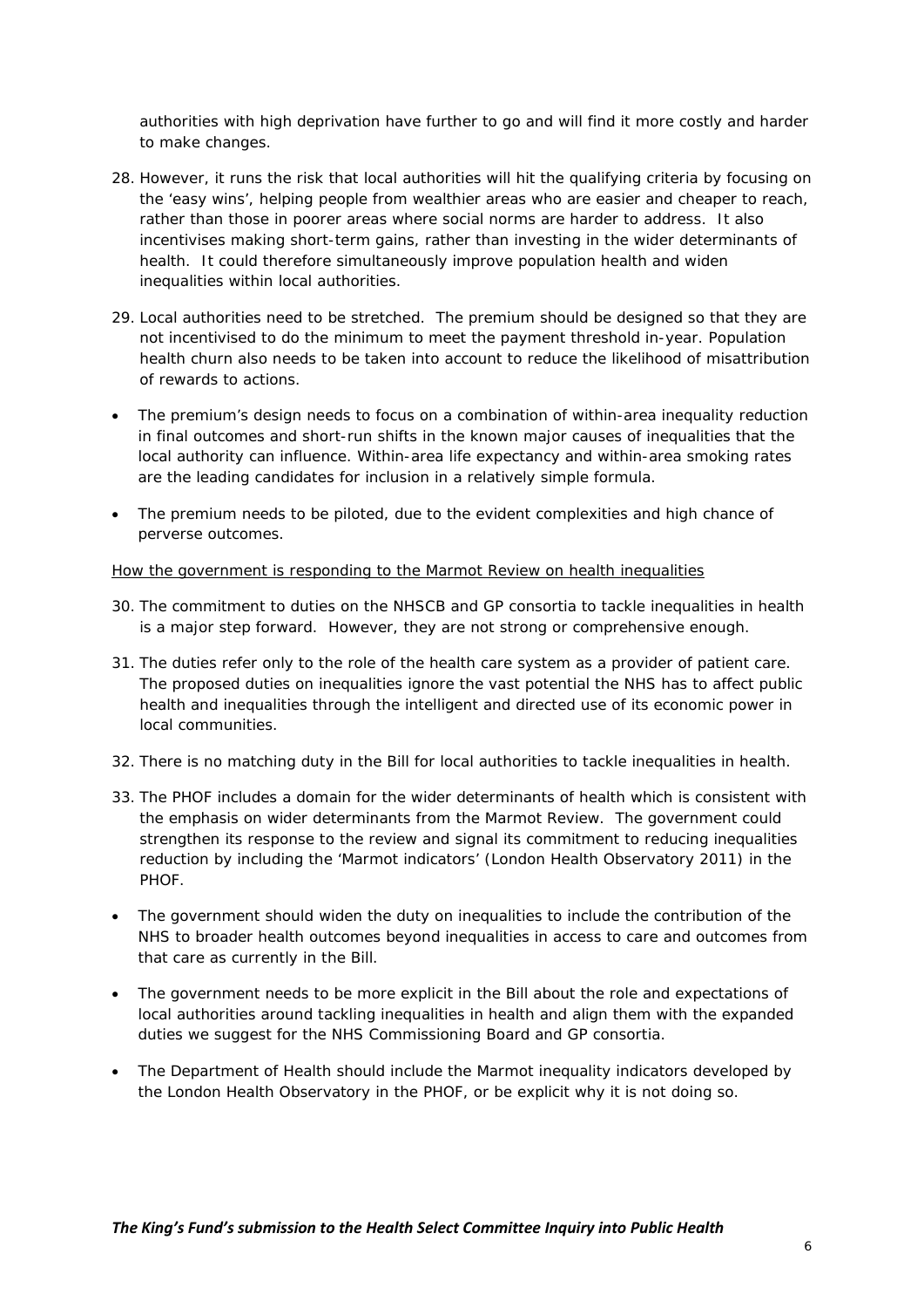authorities with high deprivation have further to go and will find it more costly and harder to make changes.

28. However, it runs the risk that local authorities will hit the qualifying criteria by focusing on the 'easy wins', helping people from wealthier areas who are easier and cheaper to reach, rather than those in poorer areas where social norms are harder to address. It also incentivises making short-term gains, rather than investing in the wider determinants of health. It could therefore simultaneously improve population health and widen inequalities within local authorities.

29. Local authorities need to be stretched. The premium should be designed so that they are not incentivised to do the minimum to meet the payment threshold in-year. Population health churn also needs to be taken into account to reduce the likelihood of misattribution of rewards to actions.

- The premium's design needs to focus on a combination of within-area inequality reduction in final outcomes and short-run shifts in the known major causes of inequalities that the local authority can influence. Within-area life expectancy and within-area smoking rates are the leading candidates for inclusion in a relatively simple formula.
- The premium needs to be piloted, due to the evident complexities and high chance of perverse outcomes.

<u>How the government is responding to the Marmot Review on health inequalities</u>

30. The commitment to duties on the NHSCB and GP consortia to tackle inequalities in health is a major step forward. However, they are not strong or comprehensive enough.

31. The duties refer only to the role of the health care system as a provider of patient care. The proposed duties on inequalities ignore the vast potential the NHS has to affect public health and inequalities through the intelligent and directed use of its economic power in local communities.

32. There is no matching duty in the Bill for local authorities to tackle inequalities in health.

33. The PHOF includes a domain for the wider determinants of health which is consistent with the emphasis on wider determinants from the Marmot Review. The government could strengthen its response to the review and signal its commitment to reducing inequalities reduction by including the 'Marmot indicators' (London Health Observatory 2011) in the PHOF.

- The government should widen the duty on inequalities to include the contribution of the NHS to broader health outcomes beyond inequalities in access to care and outcomes from that care as currently in the Bill.
- The government needs to be more explicit in the Bill about the role and expectations of local authorities around tackling inequalities in health and align them with the expanded duties we suggest for the NHS Commissioning Board and GP consortia.
- The Department of Health should include the Marmot inequality indicators developed by the London Health Observatory in the PHOF, or be explicit why it is not doing so.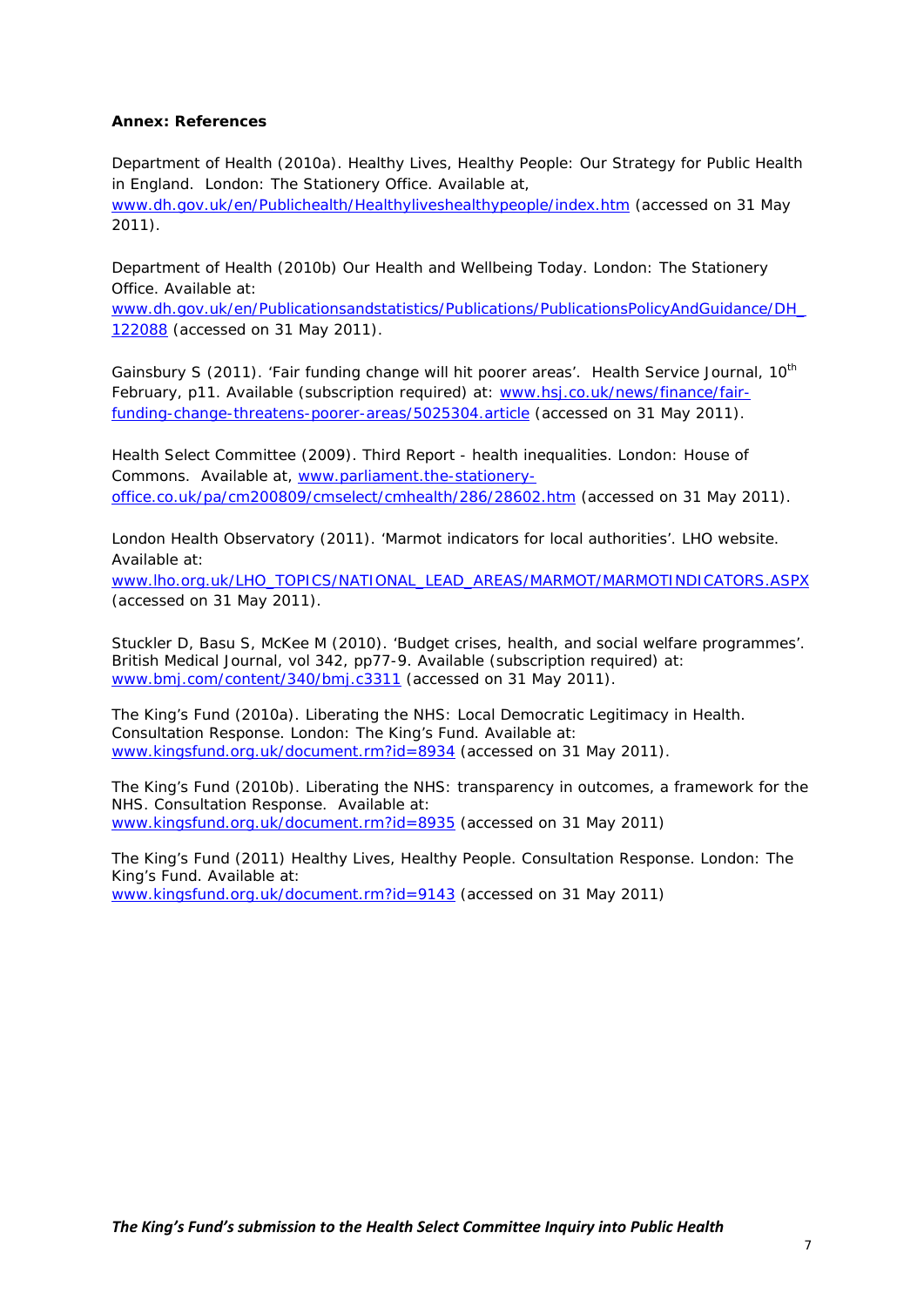**Annex: References**

Department of Health (2010a). Healthy Lives, Healthy People: Our Strategy for Public Health in England. London: The Stationery Office. Available at, www.dh.gov.uk/en/Publichealth/Healthyliveshealthypeople/index.htm (accessed on 31 May 2011).

Department of Health (2010b) Our Health and Wellbeing Today. London: The Stationery Office. Available at: www.dh.gov.uk/en/Publicationsandstatistics/Publications/PublicationsPolicyAndGuidance/DH_122088 (accessed on 31 May 2011).

Gainsbury S (2011). 'Fair funding change will hit poorer areas'. Health Service Journal, 10th February, p11. Available (subscription required) at: www.hsj.co.uk/news/finance/fair-funding-change-threatens-poorer-areas/5025304.article (accessed on 31 May 2011).

Health Select Committee (2009). Third Report - health inequalities. London: House of Commons. Available at, www.parliament.the-stationery-office.co.uk/pa/cm200809/cmselect/cmhealth/286/28602.htm (accessed on 31 May 2011).

London Health Observatory (2011). 'Marmot indicators for local authorities'. LHO website. Available at: www.lho.org.uk/LHO_TOPICS/NATIONAL_LEAD_AREAS/MARMOT/MARMOTINDICATORS.ASPX (accessed on 31 May 2011).

Stuckler D, Basu S, McKee M (2010). 'Budget crises, health, and social welfare programmes'. British Medical Journal, vol 342, pp77-9. Available (subscription required) at: www.bmj.com/content/340/bmj.c3311 (accessed on 31 May 2011).

The King's Fund (2010a). Liberating the NHS: Local Democratic Legitimacy in Health. Consultation Response. London: The King's Fund. Available at: www.kingsfund.org.uk/document.rm?id=8934 (accessed on 31 May 2011).

The King's Fund (2010b). Liberating the NHS: transparency in outcomes, a framework for the NHS. Consultation Response. Available at: www.kingsfund.org.uk/document.rm?id=8935 (accessed on 31 May 2011)

The King's Fund (2011) Healthy Lives, Healthy People. Consultation Response. London: The King's Fund. Available at: www.kingsfund.org.uk/document.rm?id=9143 (accessed on 31 May 2011)